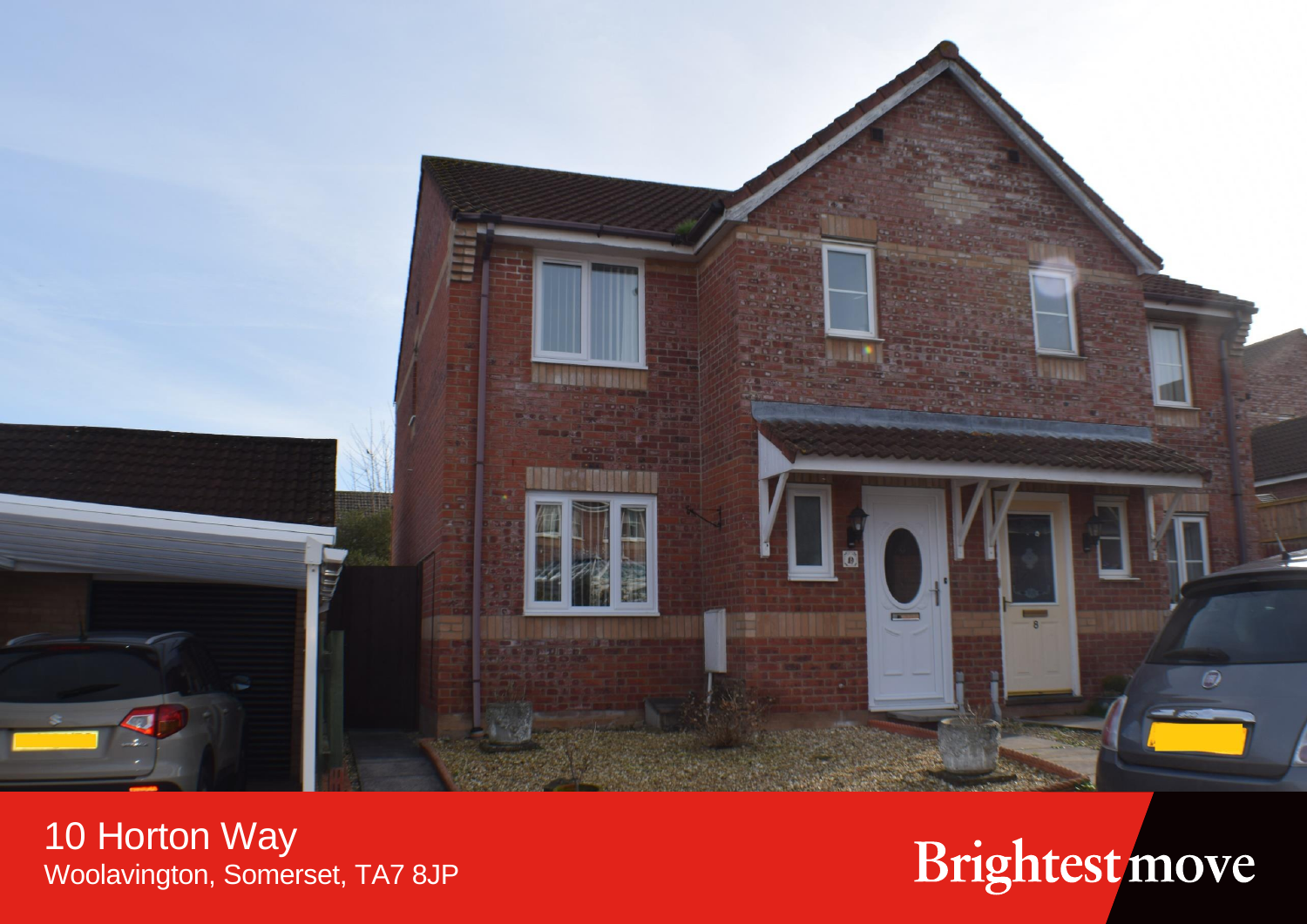# 10 Horton Way

Woolavington, Somerset, TA7 8JP

Brightest move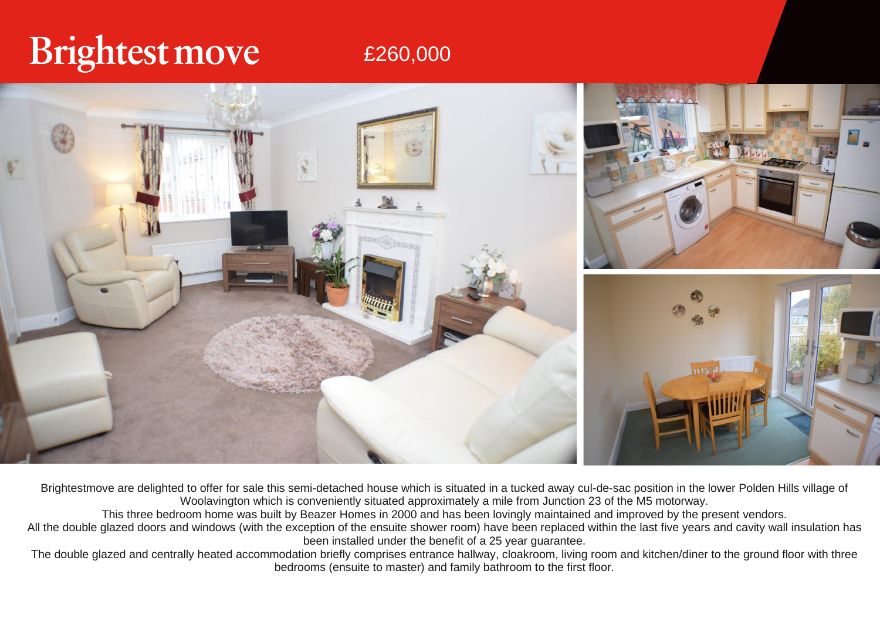# Brightest move

£260,000

Brightestmove are delighted to offer for sale this semi-detached house which is situated in a tucked away cul-de-sac position in the lower Polden Hills village of Woolavington which is conveniently situated approximately a mile from Junction 23 of the M5 motorway.

This three bedroom home was built by Beazer Homes in 2000 and has been lovingly maintained and improved by the present vendors.

All the double glazed doors and windows (with the exception of the ensuite shower room) have been replaced within the last five years and cavity wall insulation has been installed under the benefit of a 25 year guarantee.

The double glazed and centrally heated accommodation briefly comprises entrance hallway, cloakroom, living room and kitchen/diner to the ground floor with three bedrooms (ensuite to master) and family bathroom to the first floor.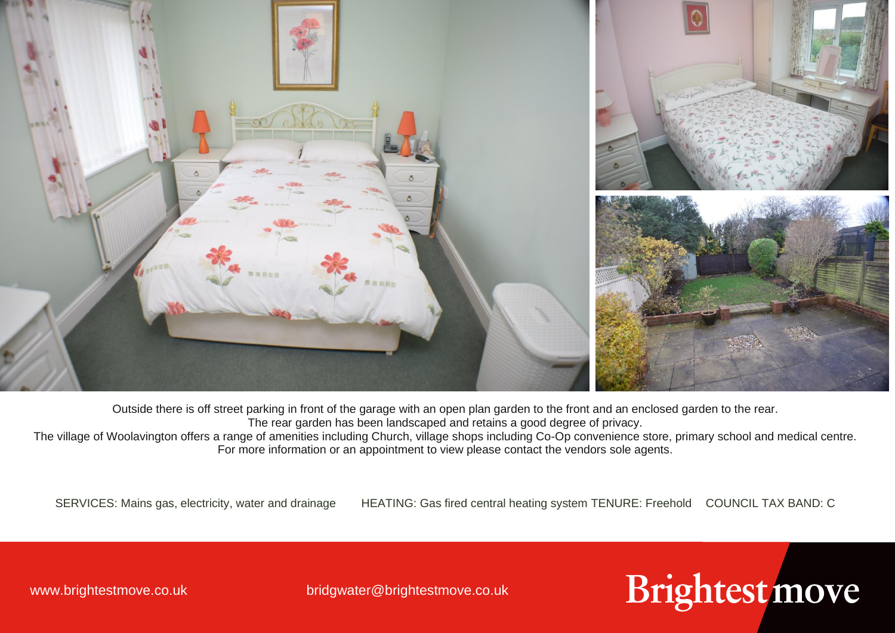Outside there is off street parking in front of the garage with an open plan garden to the front and an enclosed garden to the rear.
The rear garden has been landscaped and retains a good degree of privacy.
The village of Woolavington offers a range of amenities including Church, village shops including Co-Op convenience store, primary school and medical centre.
For more information or an appointment to view please contact the vendors sole agents.

SERVICES: Mains gas, electricity, water and drainage    HEATING: Gas fired central heating system TENURE: Freehold    COUNCIL TAX BAND: C

www.brightestmove.co.uk    bridgwater@brightestmove.co.uk

Brightest move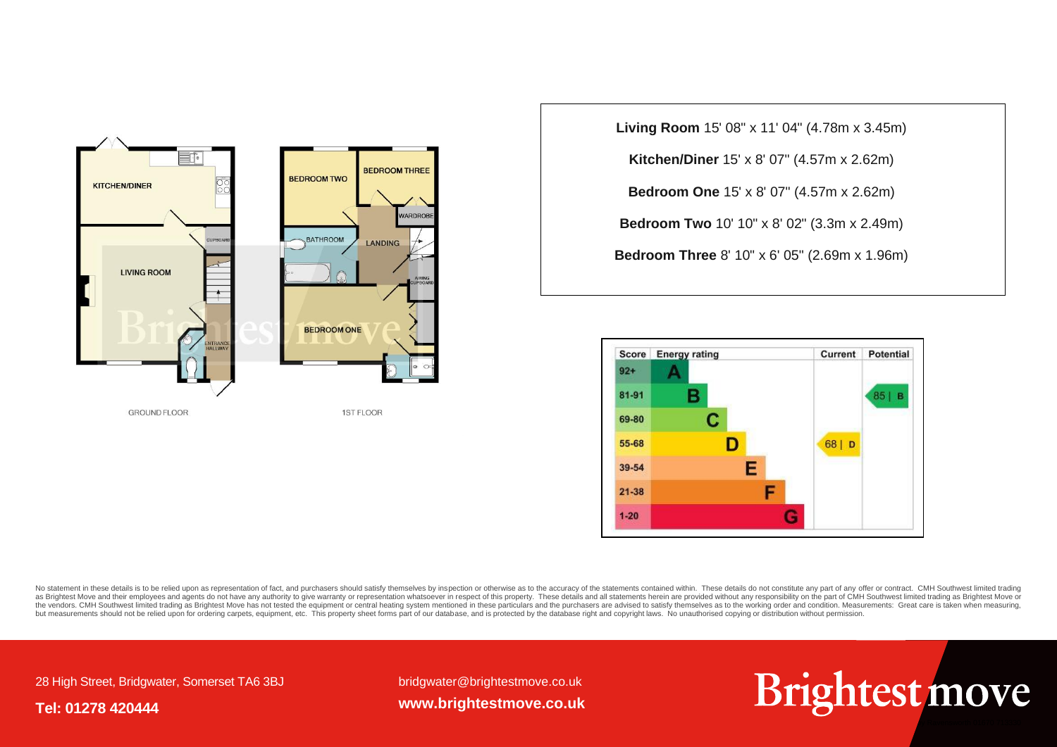KITCHEN/DINER

LIVING ROOM

CUPBOARD

ENTRANCE HALLWAY

GROUND FLOOR

BEDROOM TWO

BEDROOM THREE

WARDROBE

BATHROOM

LANDING

AIRING CUPBOARD

BEDROOM ONE

1ST FLOOR

**Living Room** 15' 08" x 11' 04" (4.78m x 3.45m)

**Kitchen/Diner** 15' x 8' 07" (4.57m x 2.62m)

**Bedroom One** 15' x 8' 07" (4.57m x 2.62m)

**Bedroom Two** 10' 10" x 8' 02" (3.3m x 2.49m)

**Bedroom Three** 8' 10" x 6' 05" (2.69m x 1.96m)

Score | Energy rating | Current | Potential

92+ A

81-91 B

69-80 C

55-68 D

39-54 E

21-38 F

1-20 G

Current: 68 | D

Potential: 85 | B

No statement in these details is to be relied upon as representation of fact, and purchasers should satisfy themselves by inspection or otherwise as to the accuracy of the statements contained within. These details do not constitute any part of any offer or contract. CMH Southwest limited trading as Brightest Move and their employees and agents do not have any authority to give warranty or representation whatsoever in respect of this property. These details and all statements herein are provided without any responsibility on the part of CMH Southwest limited trading as Brightest Move or the vendors. CMH Southwest limited trading as Brightest Move has not tested the equipment or central heating system mentioned in these particulars and the purchasers are advised to satisfy themselves as to the working order and condition. Measurements: Great care is taken when measuring, but measurements should not be relied upon for ordering carpets, equipment, etc. This property sheet forms part of our database, and is protected by the database right and copyright laws. No unauthorised copying or distribution without permission.

28 High Street, Bridgwater, Somerset TA6 3BJ

**Tel: 01278 420444**

bridgwater@brightestmove.co.uk

**www.brightestmove.co.uk**

Brightest move